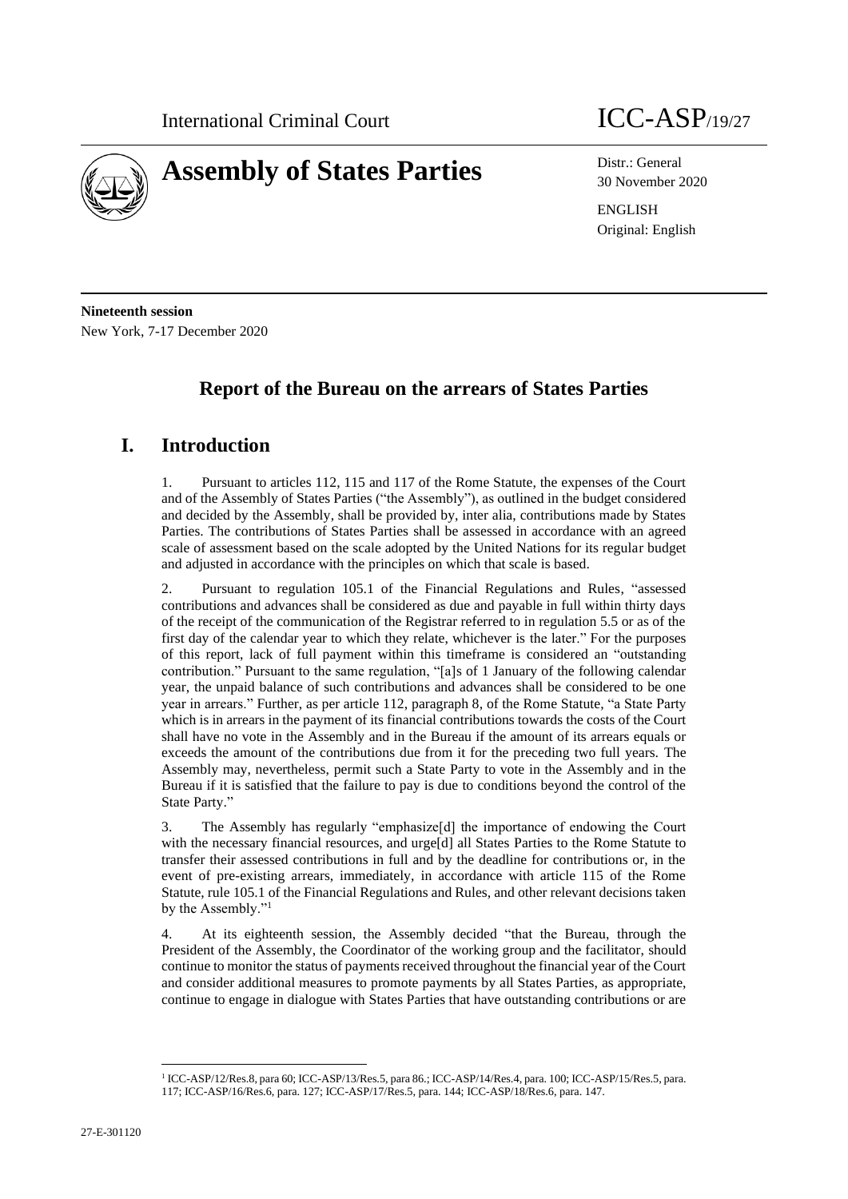International Criminal Court — ICC-ASP/19/27

# Assembly of States Parties

Distr.: General
30 November 2020

ENGLISH
Original: English

**Nineteenth session**
New York, 7-17 December 2020

## Report of the Bureau on the arrears of States Parties

## I. Introduction

1. Pursuant to articles 112, 115 and 117 of the Rome Statute, the expenses of the Court and of the Assembly of States Parties ("the Assembly"), as outlined in the budget considered and decided by the Assembly, shall be provided by, inter alia, contributions made by States Parties. The contributions of States Parties shall be assessed in accordance with an agreed scale of assessment based on the scale adopted by the United Nations for its regular budget and adjusted in accordance with the principles on which that scale is based.

2. Pursuant to regulation 105.1 of the Financial Regulations and Rules, "assessed contributions and advances shall be considered as due and payable in full within thirty days of the receipt of the communication of the Registrar referred to in regulation 5.5 or as of the first day of the calendar year to which they relate, whichever is the later." For the purposes of this report, lack of full payment within this timeframe is considered an "outstanding contribution." Pursuant to the same regulation, "[a]s of 1 January of the following calendar year, the unpaid balance of such contributions and advances shall be considered to be one year in arrears." Further, as per article 112, paragraph 8, of the Rome Statute, "a State Party which is in arrears in the payment of its financial contributions towards the costs of the Court shall have no vote in the Assembly and in the Bureau if the amount of its arrears equals or exceeds the amount of the contributions due from it for the preceding two full years. The Assembly may, nevertheless, permit such a State Party to vote in the Assembly and in the Bureau if it is satisfied that the failure to pay is due to conditions beyond the control of the State Party."

3. The Assembly has regularly "emphasize[d] the importance of endowing the Court with the necessary financial resources, and urge[d] all States Parties to the Rome Statute to transfer their assessed contributions in full and by the deadline for contributions or, in the event of pre-existing arrears, immediately, in accordance with article 115 of the Rome Statute, rule 105.1 of the Financial Regulations and Rules, and other relevant decisions taken by the Assembly."[1]

4. At its eighteenth session, the Assembly decided "that the Bureau, through the President of the Assembly, the Coordinator of the working group and the facilitator, should continue to monitor the status of payments received throughout the financial year of the Court and consider additional measures to promote payments by all States Parties, as appropriate, continue to engage in dialogue with States Parties that have outstanding contributions or are

[1] ICC-ASP/12/Res.8, para 60; ICC-ASP/13/Res.5, para 86.; ICC-ASP/14/Res.4, para. 100; ICC-ASP/15/Res.5, para. 117; ICC-ASP/16/Res.6, para. 127; ICC-ASP/17/Res.5, para. 144; ICC-ASP/18/Res.6, para. 147.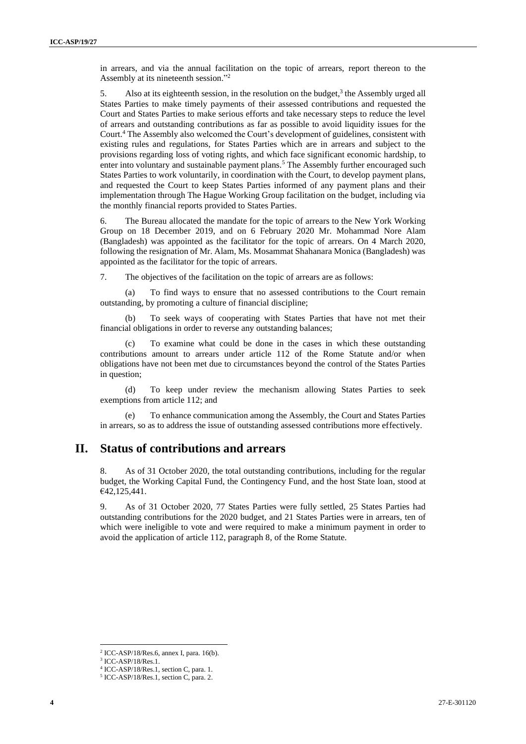in arrears, and via the annual facilitation on the topic of arrears, report thereon to the Assembly at its nineteenth session."[2]

5. Also at its eighteenth session, in the resolution on the budget,[3] the Assembly urged all States Parties to make timely payments of their assessed contributions and requested the Court and States Parties to make serious efforts and take necessary steps to reduce the level of arrears and outstanding contributions as far as possible to avoid liquidity issues for the Court.[4] The Assembly also welcomed the Court's development of guidelines, consistent with existing rules and regulations, for States Parties which are in arrears and subject to the provisions regarding loss of voting rights, and which face significant economic hardship, to enter into voluntary and sustainable payment plans.[5] The Assembly further encouraged such States Parties to work voluntarily, in coordination with the Court, to develop payment plans, and requested the Court to keep States Parties informed of any payment plans and their implementation through The Hague Working Group facilitation on the budget, including via the monthly financial reports provided to States Parties.

6. The Bureau allocated the mandate for the topic of arrears to the New York Working Group on 18 December 2019, and on 6 February 2020 Mr. Mohammad Nore Alam (Bangladesh) was appointed as the facilitator for the topic of arrears. On 4 March 2020, following the resignation of Mr. Alam, Ms. Mosammat Shahanara Monica (Bangladesh) was appointed as the facilitator for the topic of arrears.

7. The objectives of the facilitation on the topic of arrears are as follows:

(a) To find ways to ensure that no assessed contributions to the Court remain outstanding, by promoting a culture of financial discipline;

(b) To seek ways of cooperating with States Parties that have not met their financial obligations in order to reverse any outstanding balances;

(c) To examine what could be done in the cases in which these outstanding contributions amount to arrears under article 112 of the Rome Statute and/or when obligations have not been met due to circumstances beyond the control of the States Parties in question;

(d) To keep under review the mechanism allowing States Parties to seek exemptions from article 112; and

(e) To enhance communication among the Assembly, the Court and States Parties in arrears, so as to address the issue of outstanding assessed contributions more effectively.

## II. Status of contributions and arrears

8. As of 31 October 2020, the total outstanding contributions, including for the regular budget, the Working Capital Fund, the Contingency Fund, and the host State loan, stood at €42,125,441.

9. As of 31 October 2020, 77 States Parties were fully settled, 25 States Parties had outstanding contributions for the 2020 budget, and 21 States Parties were in arrears, ten of which were ineligible to vote and were required to make a minimum payment in order to avoid the application of article 112, paragraph 8, of the Rome Statute.

---

[2] ICC-ASP/18/Res.6, annex I, para. 16(b).

[3] ICC-ASP/18/Res.1.

[4] ICC-ASP/18/Res.1, section C, para. 1.

[5] ICC-ASP/18/Res.1, section C, para. 2.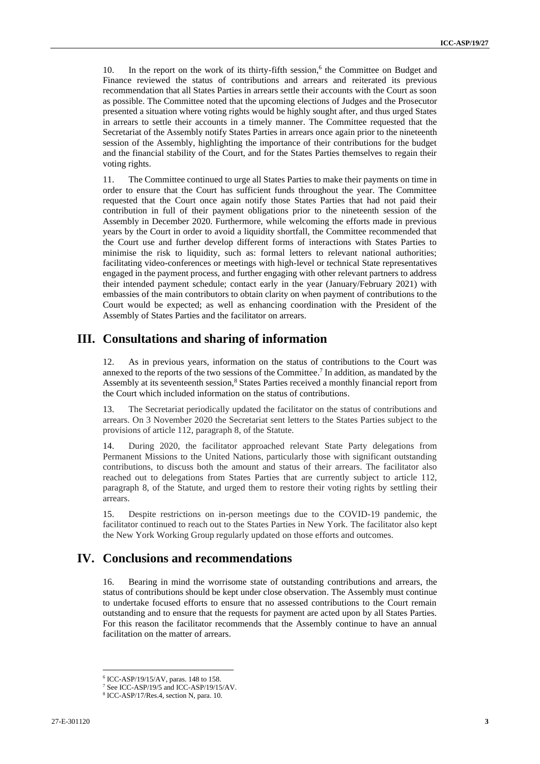10. In the report on the work of its thirty-fifth session,[6] the Committee on Budget and Finance reviewed the status of contributions and arrears and reiterated its previous recommendation that all States Parties in arrears settle their accounts with the Court as soon as possible. The Committee noted that the upcoming elections of Judges and the Prosecutor presented a situation where voting rights would be highly sought after, and thus urged States in arrears to settle their accounts in a timely manner. The Committee requested that the Secretariat of the Assembly notify States Parties in arrears once again prior to the nineteenth session of the Assembly, highlighting the importance of their contributions for the budget and the financial stability of the Court, and for the States Parties themselves to regain their voting rights.

11. The Committee continued to urge all States Parties to make their payments on time in order to ensure that the Court has sufficient funds throughout the year. The Committee requested that the Court once again notify those States Parties that had not paid their contribution in full of their payment obligations prior to the nineteenth session of the Assembly in December 2020. Furthermore, while welcoming the efforts made in previous years by the Court in order to avoid a liquidity shortfall, the Committee recommended that the Court use and further develop different forms of interactions with States Parties to minimise the risk to liquidity, such as: formal letters to relevant national authorities; facilitating video-conferences or meetings with high-level or technical State representatives engaged in the payment process, and further engaging with other relevant partners to address their intended payment schedule; contact early in the year (January/February 2021) with embassies of the main contributors to obtain clarity on when payment of contributions to the Court would be expected; as well as enhancing coordination with the President of the Assembly of States Parties and the facilitator on arrears.

## III. Consultations and sharing of information

12. As in previous years, information on the status of contributions to the Court was annexed to the reports of the two sessions of the Committee.[7] In addition, as mandated by the Assembly at its seventeenth session,[8] States Parties received a monthly financial report from the Court which included information on the status of contributions.

13. The Secretariat periodically updated the facilitator on the status of contributions and arrears. On 3 November 2020 the Secretariat sent letters to the States Parties subject to the provisions of article 112, paragraph 8, of the Statute.

14. During 2020, the facilitator approached relevant State Party delegations from Permanent Missions to the United Nations, particularly those with significant outstanding contributions, to discuss both the amount and status of their arrears. The facilitator also reached out to delegations from States Parties that are currently subject to article 112, paragraph 8, of the Statute, and urged them to restore their voting rights by settling their arrears.

15. Despite restrictions on in-person meetings due to the COVID-19 pandemic, the facilitator continued to reach out to the States Parties in New York. The facilitator also kept the New York Working Group regularly updated on those efforts and outcomes.

## IV. Conclusions and recommendations

16. Bearing in mind the worrisome state of outstanding contributions and arrears, the status of contributions should be kept under close observation. The Assembly must continue to undertake focused efforts to ensure that no assessed contributions to the Court remain outstanding and to ensure that the requests for payment are acted upon by all States Parties. For this reason the facilitator recommends that the Assembly continue to have an annual facilitation on the matter of arrears.

---

[6] ICC-ASP/19/15/AV, paras. 148 to 158.

[7] See ICC-ASP/19/5 and ICC-ASP/19/15/AV.

[8] ICC-ASP/17/Res.4, section N, para. 10.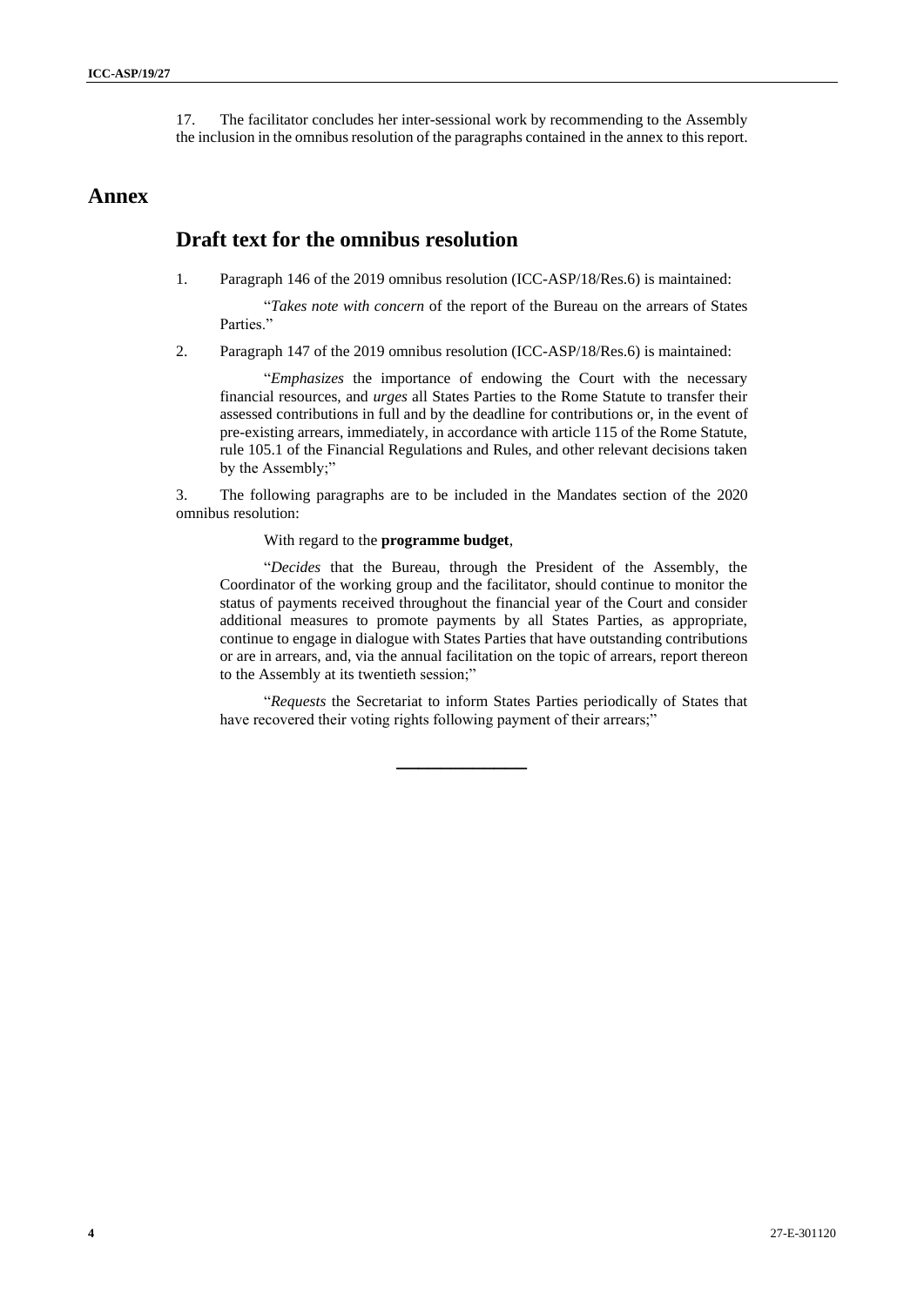17. The facilitator concludes her inter-sessional work by recommending to the Assembly the inclusion in the omnibus resolution of the paragraphs contained in the annex to this report.

# Annex

## Draft text for the omnibus resolution

1. Paragraph 146 of the 2019 omnibus resolution (ICC-ASP/18/Res.6) is maintained:

   "*Takes note with concern* of the report of the Bureau on the arrears of States Parties."

2. Paragraph 147 of the 2019 omnibus resolution (ICC-ASP/18/Res.6) is maintained:

   "*Emphasizes* the importance of endowing the Court with the necessary financial resources, and *urges* all States Parties to the Rome Statute to transfer their assessed contributions in full and by the deadline for contributions or, in the event of pre-existing arrears, immediately, in accordance with article 115 of the Rome Statute, rule 105.1 of the Financial Regulations and Rules, and other relevant decisions taken by the Assembly;"

3. The following paragraphs are to be included in the Mandates section of the 2020 omnibus resolution:

   With regard to the **programme budget**,

   "*Decides* that the Bureau, through the President of the Assembly, the Coordinator of the working group and the facilitator, should continue to monitor the status of payments received throughout the financial year of the Court and consider additional measures to promote payments by all States Parties, as appropriate, continue to engage in dialogue with States Parties that have outstanding contributions or are in arrears, and, via the annual facilitation on the topic of arrears, report thereon to the Assembly at its twentieth session;"

   "*Requests* the Secretariat to inform States Parties periodically of States that have recovered their voting rights following payment of their arrears;"

---